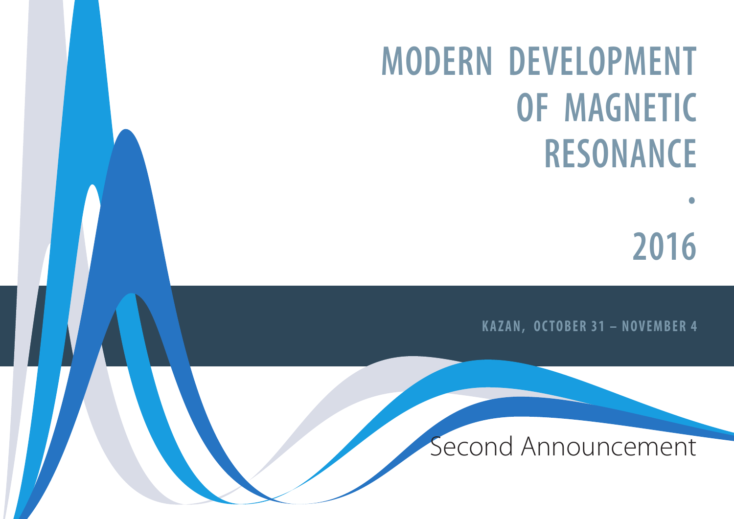# MODERN DEVELOPMENT OF MAGNETIC RESONANCE

•

# 2016

**KAZAN, OCTOBER 31 – NOVEMBER 4**

Second Announcement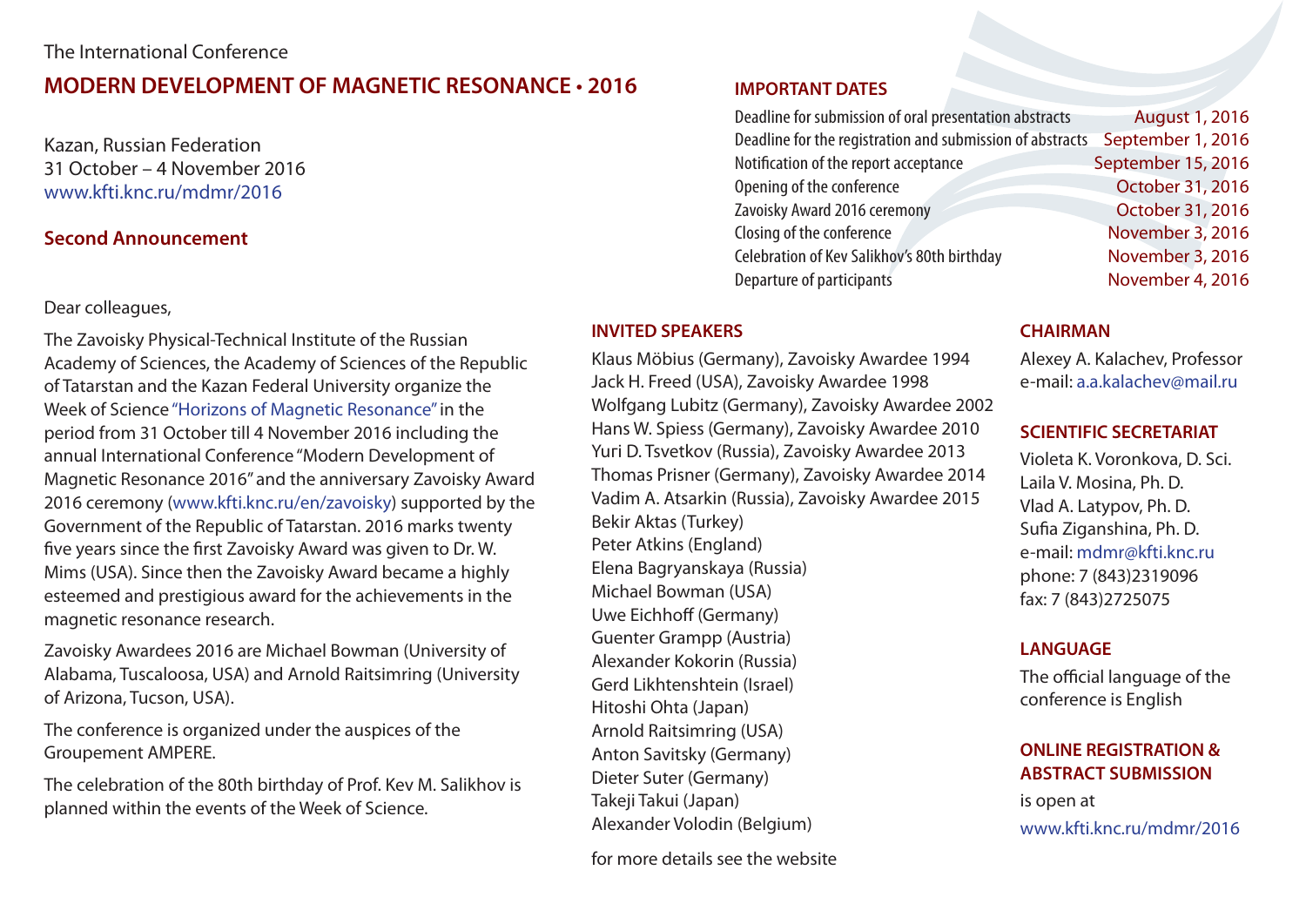The International Conference

# MODERN DEVELOPMENT OF MAGNETIC RESONANCE • 2016

Kazan, Russian Federation
31 October – 4 November 2016
www.kfti.knc.ru/mdmr/2016

## Second Announcement

Dear colleagues,

The Zavoisky Physical-Technical Institute of the Russian Academy of Sciences, the Academy of Sciences of the Republic of Tatarstan and the Kazan Federal University organize the Week of Science "Horizons of Magnetic Resonance" in the period from 31 October till 4 November 2016 including the annual International Conference "Modern Development of Magnetic Resonance 2016" and the anniversary Zavoisky Award 2016 ceremony (www.kfti.knc.ru/en/zavoisky) supported by the Government of the Republic of Tatarstan. 2016 marks twenty five years since the first Zavoisky Award was given to Dr. W. Mims (USA). Since then the Zavoisky Award became a highly esteemed and prestigious award for the achievements in the magnetic resonance research.

Zavoisky Awardees 2016 are Michael Bowman (University of Alabama, Tuscaloosa, USA) and Arnold Raitsimring (University of Arizona, Tucson, USA).

The conference is organized under the auspices of the Groupement AMPERE.

The celebration of the 80th birthday of Prof. Kev M. Salikhov is planned within the events of the Week of Science.

## IMPORTANT DATES

| | |
|---|---|
| Deadline for submission of oral presentation abstracts | August 1, 2016 |
| Deadline for the registration and submission of abstracts | September 1, 2016 |
| Notification of the report acceptance | September 15, 2016 |
| Opening of the conference | October 31, 2016 |
| Zavoisky Award 2016 ceremony | October 31, 2016 |
| Closing of the conference | November 3, 2016 |
| Celebration of Kev Salikhov's 80th birthday | November 3, 2016 |
| Departure of participants | November 4, 2016 |

## INVITED SPEAKERS

Klaus Möbius (Germany), Zavoisky Awardee 1994
Jack H. Freed (USA), Zavoisky Awardee 1998
Wolfgang Lubitz (Germany), Zavoisky Awardee 2002
Hans W. Spiess (Germany), Zavoisky Awardee 2010
Yuri D. Tsvetkov (Russia), Zavoisky Awardee 2013
Thomas Prisner (Germany), Zavoisky Awardee 2014
Vadim A. Atsarkin (Russia), Zavoisky Awardee 2015
Bekir Aktas (Turkey)
Peter Atkins (England)
Elena Bagryanskaya (Russia)
Michael Bowman (USA)
Uwe Eichhoff (Germany)
Guenter Grampp (Austria)
Alexander Kokorin (Russia)
Gerd Likhtenshtein (Israel)
Hitoshi Ohta (Japan)
Arnold Raitsimring (USA)
Anton Savitsky (Germany)
Dieter Suter (Germany)
Takeji Takui (Japan)
Alexander Volodin (Belgium)

for more details see the website

## CHAIRMAN

Alexey A. Kalachev, Professor
e-mail: a.a.kalachev@mail.ru

## SCIENTIFIC SECRETARIAT

Violeta K. Voronkova, D. Sci.
Laila V. Mosina, Ph. D.
Vlad A. Latypov, Ph. D.
Sufia Ziganshina, Ph. D.
e-mail: mdmr@kfti.knc.ru
phone: 7 (843)2319096
fax: 7 (843)2725075

## LANGUAGE

The official language of the conference is English

## ONLINE REGISTRATION & ABSTRACT SUBMISSION

is open at
www.kfti.knc.ru/mdmr/2016